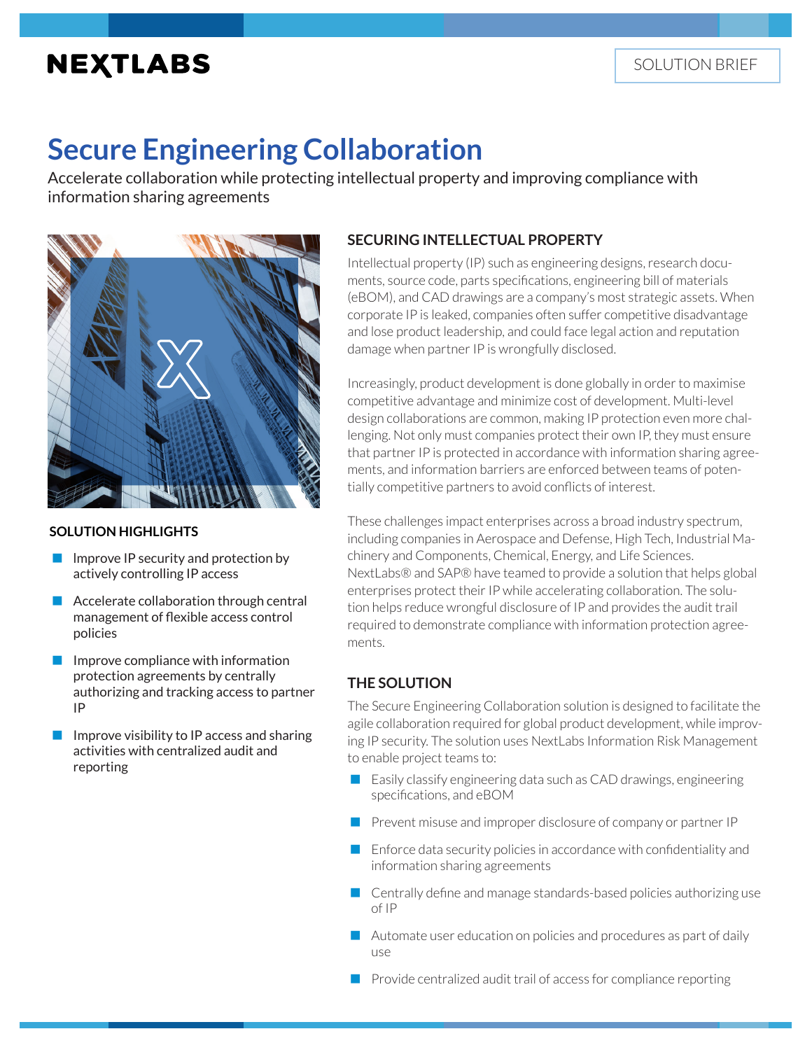NEXTLABS

SOLUTION BRIEF

# Secure Engineering Collaboration

Accelerate collaboration while protecting intellectual property and improving compliance with information sharing agreements

### SOLUTION HIGHLIGHTS

- Improve IP security and protection by actively controlling IP access
- Accelerate collaboration through central management of flexible access control policies
- Improve compliance with information protection agreements by centrally authorizing and tracking access to partner IP
- Improve visibility to IP access and sharing activities with centralized audit and reporting

## SECURING INTELLECTUAL PROPERTY

Intellectual property (IP) such as engineering designs, research documents, source code, parts specifications, engineering bill of materials (eBOM), and CAD drawings are a company's most strategic assets. When corporate IP is leaked, companies often suffer competitive disadvantage and lose product leadership, and could face legal action and reputation damage when partner IP is wrongfully disclosed.

Increasingly, product development is done globally in order to maximise competitive advantage and minimize cost of development. Multi-level design collaborations are common, making IP protection even more challenging. Not only must companies protect their own IP, they must ensure that partner IP is protected in accordance with information sharing agreements, and information barriers are enforced between teams of potentially competitive partners to avoid conflicts of interest.

These challenges impact enterprises across a broad industry spectrum, including companies in Aerospace and Defense, High Tech, Industrial Machinery and Components, Chemical, Energy, and Life Sciences. NextLabs® and SAP® have teamed to provide a solution that helps global enterprises protect their IP while accelerating collaboration. The solution helps reduce wrongful disclosure of IP and provides the audit trail required to demonstrate compliance with information protection agreements.

## THE SOLUTION

The Secure Engineering Collaboration solution is designed to facilitate the agile collaboration required for global product development, while improving IP security. The solution uses NextLabs Information Risk Management to enable project teams to:

- Easily classify engineering data such as CAD drawings, engineering specifications, and eBOM
- Prevent misuse and improper disclosure of company or partner IP
- Enforce data security policies in accordance with confidentiality and information sharing agreements
- Centrally define and manage standards-based policies authorizing use of IP
- Automate user education on policies and procedures as part of daily use
- Provide centralized audit trail of access for compliance reporting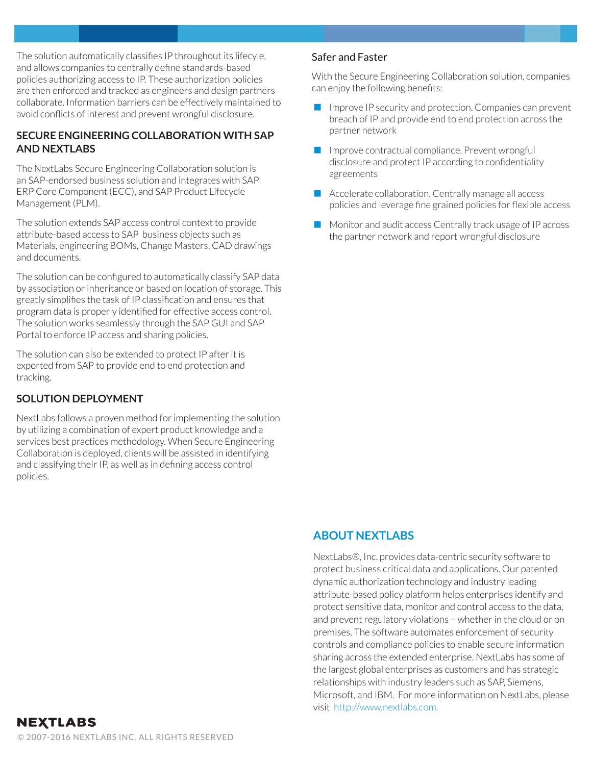The solution automatically classifies IP throughout its lifecyle, and allows companies to centrally define standards-based policies authorizing access to IP. These authorization policies are then enforced and tracked as engineers and design partners collaborate. Information barriers can be effectively maintained to avoid conflicts of interest and prevent wrongful disclosure.

## SECURE ENGINEERING COLLABORATION WITH SAP AND NEXTLABS

The NextLabs Secure Engineering Collaboration solution is an SAP-endorsed business solution and integrates with SAP ERP Core Component (ECC), and SAP Product Lifecycle Management (PLM).

The solution extends SAP access control context to provide attribute-based access to SAP business objects such as Materials, engineering BOMs, Change Masters, CAD drawings and documents.

The solution can be configured to automatically classify SAP data by association or inheritance or based on location of storage. This greatly simplifies the task of IP classification and ensures that program data is properly identified for effective access control. The solution works seamlessly through the SAP GUI and SAP Portal to enforce IP access and sharing policies.

The solution can also be extended to protect IP after it is exported from SAP to provide end to end protection and tracking.

## SOLUTION DEPLOYMENT

NextLabs follows a proven method for implementing the solution by utilizing a combination of expert product knowledge and a services best practices methodology. When Secure Engineering Collaboration is deployed, clients will be assisted in identifying and classifying their IP, as well as in defining access control policies.

### Safer and Faster

With the Secure Engineering Collaboration solution, companies can enjoy the following benefits:

- Improve IP security and protection. Companies can prevent breach of IP and provide end to end protection across the partner network
- Improve contractual compliance. Prevent wrongful disclosure and protect IP according to confidentiality agreements
- Accelerate collaboration. Centrally manage all access policies and leverage fine grained policies for flexible access
- Monitor and audit access Centrally track usage of IP across the partner network and report wrongful disclosure

## ABOUT NEXTLABS

NextLabs®, Inc. provides data-centric security software to protect business critical data and applications. Our patented dynamic authorization technology and industry leading attribute-based policy platform helps enterprises identify and protect sensitive data, monitor and control access to the data, and prevent regulatory violations – whether in the cloud or on premises. The software automates enforcement of security controls and compliance policies to enable secure information sharing across the extended enterprise. NextLabs has some of the largest global enterprises as customers and has strategic relationships with industry leaders such as SAP, Siemens, Microsoft, and IBM. For more information on NextLabs, please visit http://www.nextlabs.com.

NEXTLABS

© 2007-2016 NEXTLABS INC. ALL RIGHTS RESERVED